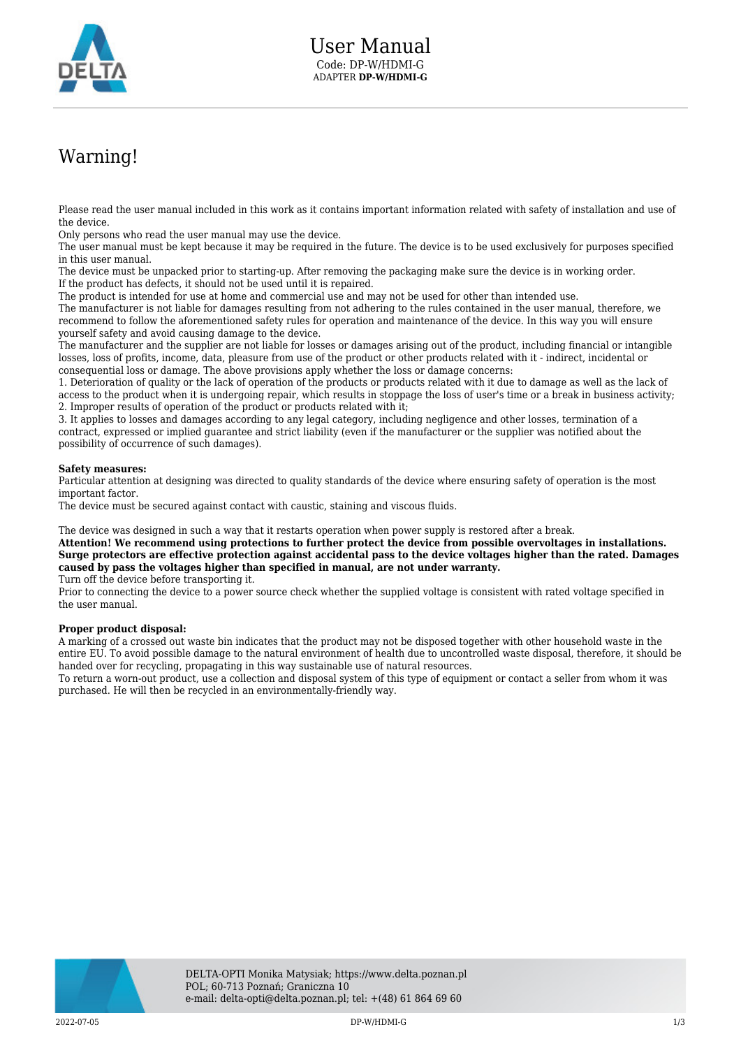# User Manual

Code: DP-W/HDMI-G
ADAPTER **DP-W/HDMI-G**

## Warning!

Please read the user manual included in this work as it contains important information related with safety of installation and use of the device.
Only persons who read the user manual may use the device.
The user manual must be kept because it may be required in the future. The device is to be used exclusively for purposes specified in this user manual.
The device must be unpacked prior to starting-up. After removing the packaging make sure the device is in working order.
If the product has defects, it should not be used until it is repaired.
The product is intended for use at home and commercial use and may not be used for other than intended use.
The manufacturer is not liable for damages resulting from not adhering to the rules contained in the user manual, therefore, we recommend to follow the aforementioned safety rules for operation and maintenance of the device. In this way you will ensure yourself safety and avoid causing damage to the device.
The manufacturer and the supplier are not liable for losses or damages arising out of the product, including financial or intangible losses, loss of profits, income, data, pleasure from use of the product or other products related with it - indirect, incidental or consequential loss or damage. The above provisions apply whether the loss or damage concerns:
1. Deterioration of quality or the lack of operation of the products or products related with it due to damage as well as the lack of access to the product when it is undergoing repair, which results in stoppage the loss of user's time or a break in business activity;
2. Improper results of operation of the product or products related with it;
3. It applies to losses and damages according to any legal category, including negligence and other losses, termination of a contract, expressed or implied guarantee and strict liability (even if the manufacturer or the supplier was notified about the possibility of occurrence of such damages).

**Safety measures:**
Particular attention at designing was directed to quality standards of the device where ensuring safety of operation is the most important factor.
The device must be secured against contact with caustic, staining and viscous fluids.

The device was designed in such a way that it restarts operation when power supply is restored after a break.
**Attention! We recommend using protections to further protect the device from possible overvoltages in installations. Surge protectors are effective protection against accidental pass to the device voltages higher than the rated. Damages caused by pass the voltages higher than specified in manual, are not under warranty.**
Turn off the device before transporting it.
Prior to connecting the device to a power source check whether the supplied voltage is consistent with rated voltage specified in the user manual.

**Proper product disposal:**
A marking of a crossed out waste bin indicates that the product may not be disposed together with other household waste in the entire EU. To avoid possible damage to the natural environment of health due to uncontrolled waste disposal, therefore, it should be handed over for recycling, propagating in this way sustainable use of natural resources.
To return a worn-out product, use a collection and disposal system of this type of equipment or contact a seller from whom it was purchased. He will then be recycled in an environmentally-friendly way.

DELTA-OPTI Monika Matysiak; https://www.delta.poznan.pl
POL; 60-713 Poznań; Graniczna 10
e-mail: delta-opti@delta.poznan.pl; tel: +(48) 61 864 69 60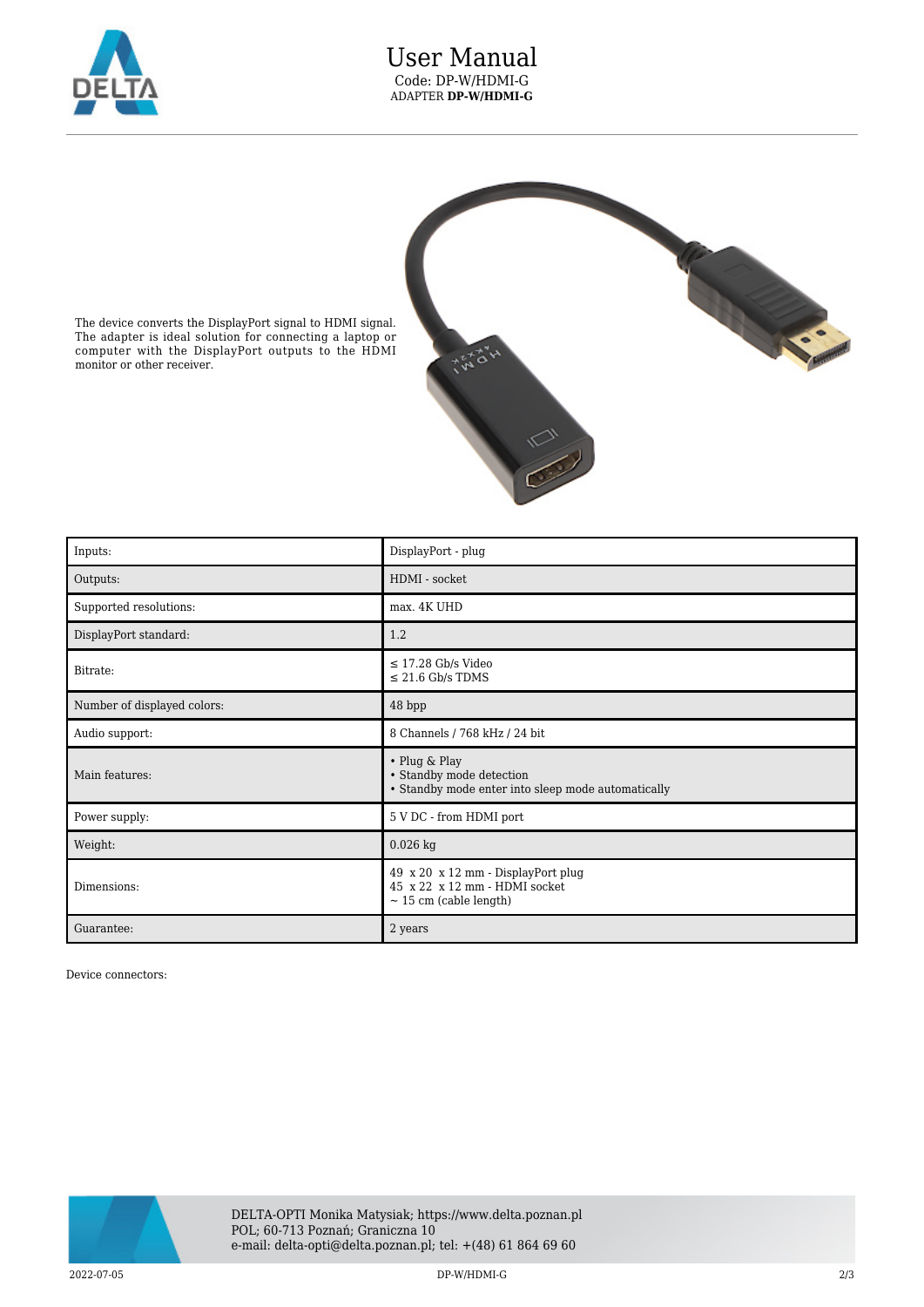The device converts the DisplayPort signal to HDMI signal. The adapter is ideal solution for connecting a laptop or computer with the DisplayPort outputs to the HDMI monitor or other receiver.

| | |
|---|---|
| Inputs: | DisplayPort - plug |
| Outputs: | HDMI - socket |
| Supported resolutions: | max. 4K UHD |
| DisplayPort standard: | 1.2 |
| Bitrate: | ≤ 17.28 Gb/s Video<br>≤ 21.6 Gb/s TDMS |
| Number of displayed colors: | 48 bpp |
| Audio support: | 8 Channels / 768 kHz / 24 bit |
| Main features: | • Plug & Play<br>• Standby mode detection<br>• Standby mode enter into sleep mode automatically |
| Power supply: | 5 V DC - from HDMI port |
| Weight: | 0.026 kg |
| Dimensions: | 49 x 20 x 12 mm - DisplayPort plug<br>45 x 22 x 12 mm - HDMI socket<br>~ 15 cm (cable length) |
| Guarantee: | 2 years |

Device connectors:

DELTA-OPTI Monika Matysiak; https://www.delta.poznan.pl
POL; 60-713 Poznań; Graniczna 10
e-mail: delta-opti@delta.poznan.pl; tel: +(48) 61 864 69 60